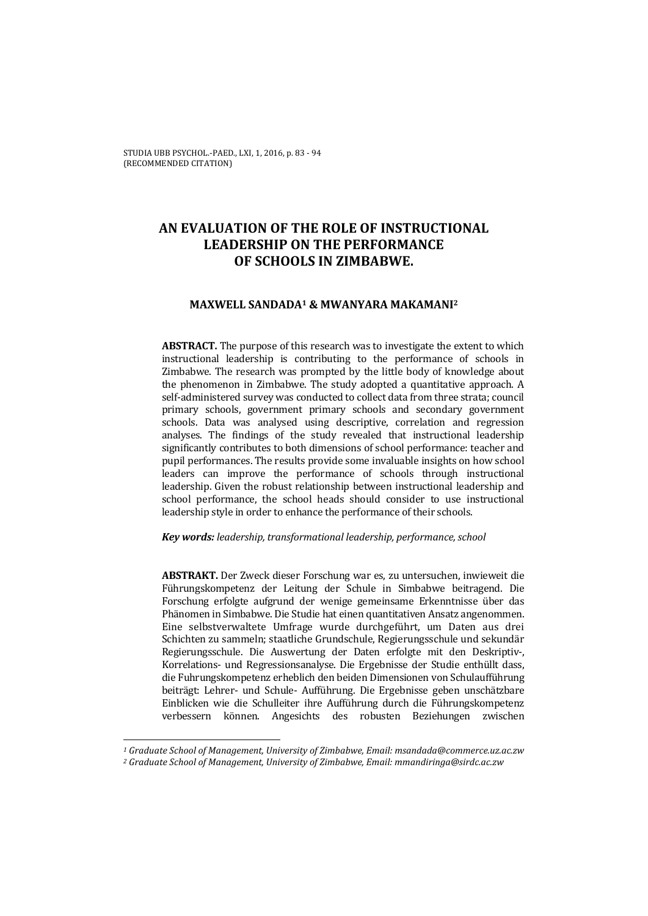# AN EVALUATION OF THE ROLE OF INSTRUCTIONAL LEADERSHIP ON THE PERFORMANCE OF SCHOOLS IN ZIMBABWE.

**MAXWELL SANDADA[1] & MWANYARA MAKAMANI[2]**

**ABSTRACT.** The purpose of this research was to investigate the extent to which instructional leadership is contributing to the performance of schools in Zimbabwe. The research was prompted by the little body of knowledge about the phenomenon in Zimbabwe. The study adopted a quantitative approach. A self-administered survey was conducted to collect data from three strata; council primary schools, government primary schools and secondary government schools. Data was analysed using descriptive, correlation and regression analyses. The findings of the study revealed that instructional leadership significantly contributes to both dimensions of school performance: teacher and pupil performances. The results provide some invaluable insights on how school leaders can improve the performance of schools through instructional leadership. Given the robust relationship between instructional leadership and school performance, the school heads should consider to use instructional leadership style in order to enhance the performance of their schools.

***Key words:*** *leadership, transformational leadership, performance, school*

**ABSTRAKT.** Der Zweck dieser Forschung war es, zu untersuchen, inwieweit die Führungskompetenz der Leitung der Schule in Simbabwe beitragend. Die Forschung erfolgte aufgrund der wenige gemeinsame Erkenntnisse über das Phänomen in Simbabwe. Die Studie hat einen quantitativen Ansatz angenommen. Eine selbstverwaltete Umfrage wurde durchgeführt, um Daten aus drei Schichten zu sammeln; staatliche Grundschule, Regierungsschule und sekundär Regierungsschule. Die Auswertung der Daten erfolgte mit den Deskriptiv-, Korrelations- und Regressionsanalyse. Die Ergebnisse der Studie enthüllt dass, die Fuhrungskompetenz erheblich den beiden Dimensionen von Schulaufführung beiträgt: Lehrer- und Schule- Aufführung. Die Ergebnisse geben unschätzbare Einblicken wie die Schulleiter ihre Aufführung durch die Führungskompetenz verbessern können. Angesichts des robusten Beziehungen zwischen

---

*[1] Graduate School of Management, University of Zimbabwe, Email: msandada@commerce.uz.ac.zw*

*[2] Graduate School of Management, University of Zimbabwe, Email: mmandiringa@sirdc.ac.zw*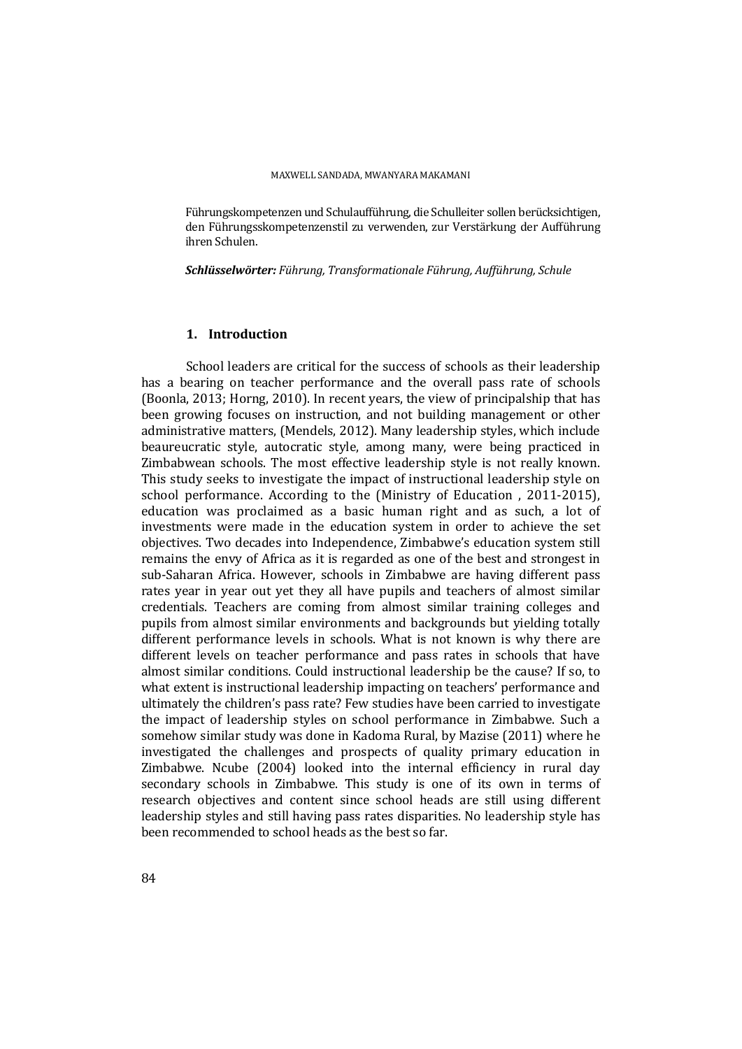Führungskompetenzen und Schulaufführung, die Schulleiter sollen berücksichtigen, den Führungsskompetenzenstil zu verwenden, zur Verstärkung der Aufführung ihren Schulen.

***Schlüsselwörter:*** *Führung, Transformationale Führung, Aufführung, Schule*

## 1. Introduction

School leaders are critical for the success of schools as their leadership has a bearing on teacher performance and the overall pass rate of schools (Boonla, 2013; Horng, 2010). In recent years, the view of principalship that has been growing focuses on instruction, and not building management or other administrative matters, (Mendels, 2012). Many leadership styles, which include beaureucratic style, autocratic style, among many, were being practiced in Zimbabwean schools. The most effective leadership style is not really known. This study seeks to investigate the impact of instructional leadership style on school performance. According to the (Ministry of Education , 2011-2015), education was proclaimed as a basic human right and as such, a lot of investments were made in the education system in order to achieve the set objectives. Two decades into Independence, Zimbabwe's education system still remains the envy of Africa as it is regarded as one of the best and strongest in sub-Saharan Africa. However, schools in Zimbabwe are having different pass rates year in year out yet they all have pupils and teachers of almost similar credentials. Teachers are coming from almost similar training colleges and pupils from almost similar environments and backgrounds but yielding totally different performance levels in schools. What is not known is why there are different levels on teacher performance and pass rates in schools that have almost similar conditions. Could instructional leadership be the cause? If so, to what extent is instructional leadership impacting on teachers' performance and ultimately the children's pass rate? Few studies have been carried to investigate the impact of leadership styles on school performance in Zimbabwe. Such a somehow similar study was done in Kadoma Rural, by Mazise (2011) where he investigated the challenges and prospects of quality primary education in Zimbabwe. Ncube (2004) looked into the internal efficiency in rural day secondary schools in Zimbabwe. This study is one of its own in terms of research objectives and content since school heads are still using different leadership styles and still having pass rates disparities. No leadership style has been recommended to school heads as the best so far.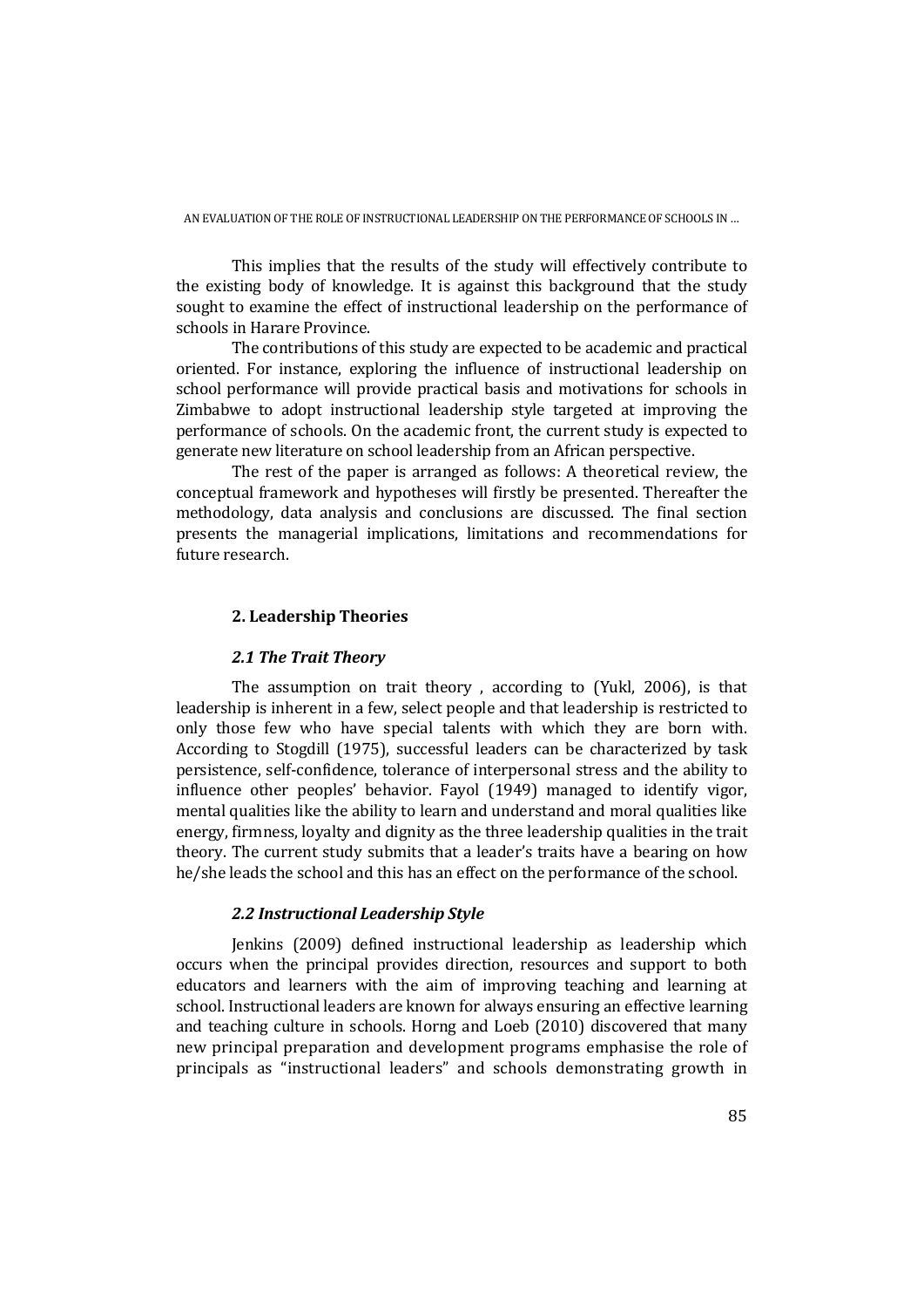This implies that the results of the study will effectively contribute to the existing body of knowledge. It is against this background that the study sought to examine the effect of instructional leadership on the performance of schools in Harare Province.

The contributions of this study are expected to be academic and practical oriented. For instance, exploring the influence of instructional leadership on school performance will provide practical basis and motivations for schools in Zimbabwe to adopt instructional leadership style targeted at improving the performance of schools. On the academic front, the current study is expected to generate new literature on school leadership from an African perspective.

The rest of the paper is arranged as follows: A theoretical review, the conceptual framework and hypotheses will firstly be presented. Thereafter the methodology, data analysis and conclusions are discussed. The final section presents the managerial implications, limitations and recommendations for future research.

## 2. Leadership Theories

### *2.1 The Trait Theory*

The assumption on trait theory , according to (Yukl, 2006), is that leadership is inherent in a few, select people and that leadership is restricted to only those few who have special talents with which they are born with. According to Stogdill (1975), successful leaders can be characterized by task persistence, self-confidence, tolerance of interpersonal stress and the ability to influence other peoples' behavior. Fayol (1949) managed to identify vigor, mental qualities like the ability to learn and understand and moral qualities like energy, firmness, loyalty and dignity as the three leadership qualities in the trait theory. The current study submits that a leader's traits have a bearing on how he/she leads the school and this has an effect on the performance of the school.

### *2.2 Instructional Leadership Style*

Jenkins (2009) defined instructional leadership as leadership which occurs when the principal provides direction, resources and support to both educators and learners with the aim of improving teaching and learning at school. Instructional leaders are known for always ensuring an effective learning and teaching culture in schools. Horng and Loeb (2010) discovered that many new principal preparation and development programs emphasise the role of principals as "instructional leaders" and schools demonstrating growth in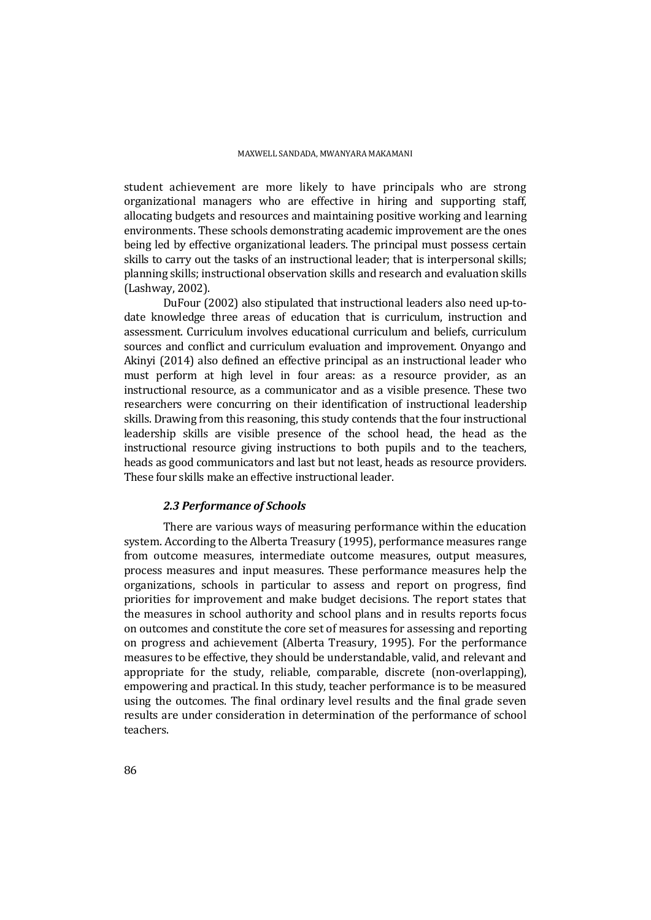student achievement are more likely to have principals who are strong organizational managers who are effective in hiring and supporting staff, allocating budgets and resources and maintaining positive working and learning environments. These schools demonstrating academic improvement are the ones being led by effective organizational leaders. The principal must possess certain skills to carry out the tasks of an instructional leader; that is interpersonal skills; planning skills; instructional observation skills and research and evaluation skills (Lashway, 2002).

DuFour (2002) also stipulated that instructional leaders also need up-to-date knowledge three areas of education that is curriculum, instruction and assessment. Curriculum involves educational curriculum and beliefs, curriculum sources and conflict and curriculum evaluation and improvement. Onyango and Akinyi (2014) also defined an effective principal as an instructional leader who must perform at high level in four areas: as a resource provider, as an instructional resource, as a communicator and as a visible presence. These two researchers were concurring on their identification of instructional leadership skills. Drawing from this reasoning, this study contends that the four instructional leadership skills are visible presence of the school head, the head as the instructional resource giving instructions to both pupils and to the teachers, heads as good communicators and last but not least, heads as resource providers. These four skills make an effective instructional leader.

### *2.3 Performance of Schools*

There are various ways of measuring performance within the education system. According to the Alberta Treasury (1995), performance measures range from outcome measures, intermediate outcome measures, output measures, process measures and input measures. These performance measures help the organizations, schools in particular to assess and report on progress, find priorities for improvement and make budget decisions. The report states that the measures in school authority and school plans and in results reports focus on outcomes and constitute the core set of measures for assessing and reporting on progress and achievement (Alberta Treasury, 1995). For the performance measures to be effective, they should be understandable, valid, and relevant and appropriate for the study, reliable, comparable, discrete (non-overlapping), empowering and practical. In this study, teacher performance is to be measured using the outcomes. The final ordinary level results and the final grade seven results are under consideration in determination of the performance of school teachers.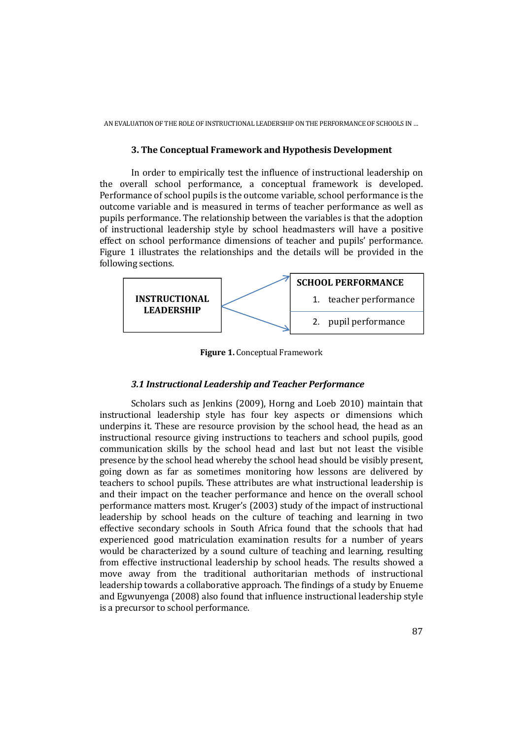## 3. The Conceptual Framework and Hypothesis Development

In order to empirically test the influence of instructional leadership on the overall school performance, a conceptual framework is developed. Performance of school pupils is the outcome variable, school performance is the outcome variable and is measured in terms of teacher performance as well as pupils performance. The relationship between the variables is that the adoption of instructional leadership style by school headmasters will have a positive effect on school performance dimensions of teacher and pupils' performance. Figure 1 illustrates the relationships and the details will be provided in the following sections.

| INSTRUCTIONAL LEADERSHIP | → | SCHOOL PERFORMANCE |
|---|---|---|
| | → | 1. teacher performance |
| | → | 2. pupil performance |

**Figure 1.** Conceptual Framework

### *3.1 Instructional Leadership and Teacher Performance*

Scholars such as Jenkins (2009), Horng and Loeb 2010) maintain that instructional leadership style has four key aspects or dimensions which underpins it. These are resource provision by the school head, the head as an instructional resource giving instructions to teachers and school pupils, good communication skills by the school head and last but not least the visible presence by the school head whereby the school head should be visibly present, going down as far as sometimes monitoring how lessons are delivered by teachers to school pupils. These attributes are what instructional leadership is and their impact on the teacher performance and hence on the overall school performance matters most. Kruger's (2003) study of the impact of instructional leadership by school heads on the culture of teaching and learning in two effective secondary schools in South Africa found that the schools that had experienced good matriculation examination results for a number of years would be characterized by a sound culture of teaching and learning, resulting from effective instructional leadership by school heads. The results showed a move away from the traditional authoritarian methods of instructional leadership towards a collaborative approach. The findings of a study by Enueme and Egwunyenga (2008) also found that influence instructional leadership style is a precursor to school performance.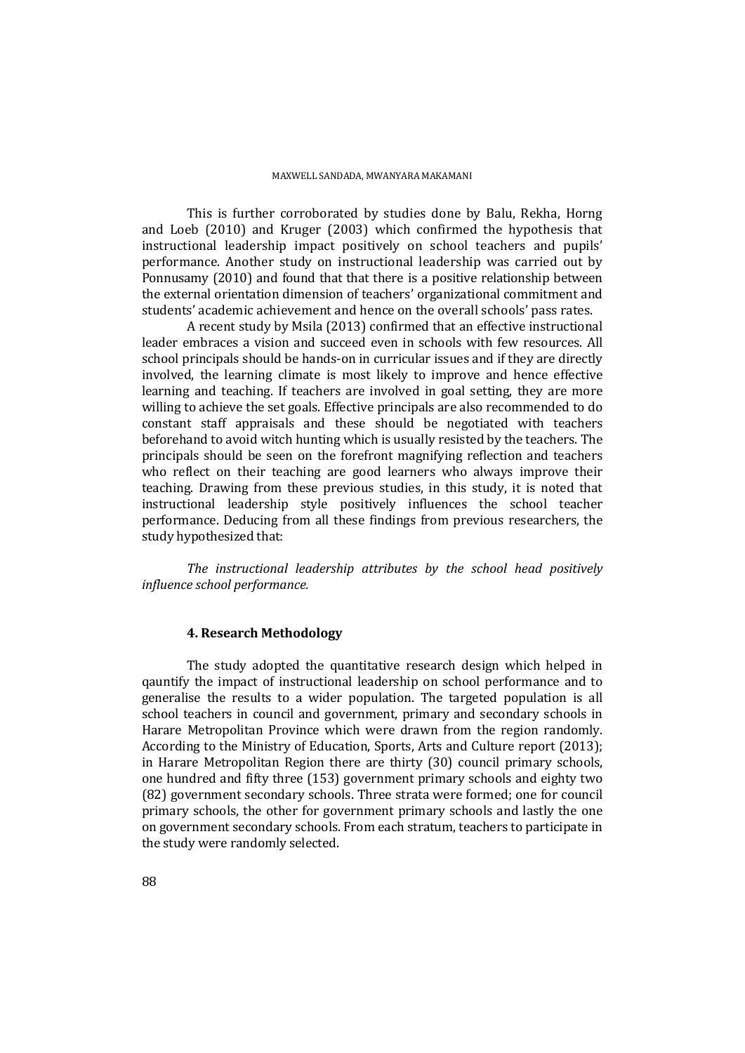This is further corroborated by studies done by Balu, Rekha, Horng and Loeb (2010) and Kruger (2003) which confirmed the hypothesis that instructional leadership impact positively on school teachers and pupils' performance. Another study on instructional leadership was carried out by Ponnusamy (2010) and found that that there is a positive relationship between the external orientation dimension of teachers' organizational commitment and students' academic achievement and hence on the overall schools' pass rates.

A recent study by Msila (2013) confirmed that an effective instructional leader embraces a vision and succeed even in schools with few resources. All school principals should be hands-on in curricular issues and if they are directly involved, the learning climate is most likely to improve and hence effective learning and teaching. If teachers are involved in goal setting, they are more willing to achieve the set goals. Effective principals are also recommended to do constant staff appraisals and these should be negotiated with teachers beforehand to avoid witch hunting which is usually resisted by the teachers. The principals should be seen on the forefront magnifying reflection and teachers who reflect on their teaching are good learners who always improve their teaching. Drawing from these previous studies, in this study, it is noted that instructional leadership style positively influences the school teacher performance. Deducing from all these findings from previous researchers, the study hypothesized that:

*The instructional leadership attributes by the school head positively influence school performance.*

## 4. Research Methodology

The study adopted the quantitative research design which helped in qauntify the impact of instructional leadership on school performance and to generalise the results to a wider population. The targeted population is all school teachers in council and government, primary and secondary schools in Harare Metropolitan Province which were drawn from the region randomly. According to the Ministry of Education, Sports, Arts and Culture report (2013); in Harare Metropolitan Region there are thirty (30) council primary schools, one hundred and fifty three (153) government primary schools and eighty two (82) government secondary schools. Three strata were formed; one for council primary schools, the other for government primary schools and lastly the one on government secondary schools. From each stratum, teachers to participate in the study were randomly selected.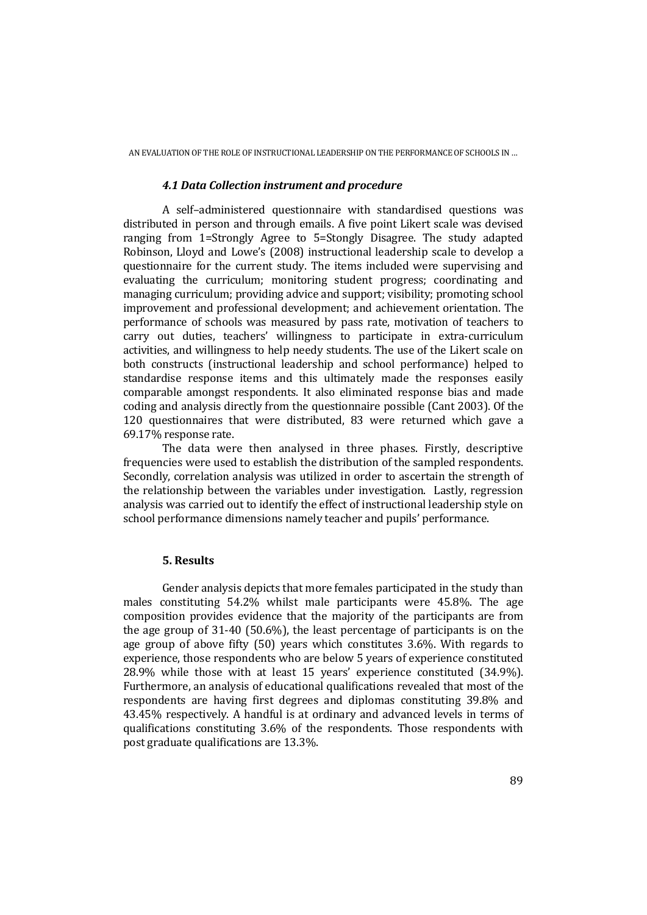### *4.1 Data Collection instrument and procedure*

A self–administered questionnaire with standardised questions was distributed in person and through emails. A five point Likert scale was devised ranging from 1=Strongly Agree to 5=Stongly Disagree. The study adapted Robinson, Lloyd and Lowe's (2008) instructional leadership scale to develop a questionnaire for the current study. The items included were supervising and evaluating the curriculum; monitoring student progress; coordinating and managing curriculum; providing advice and support; visibility; promoting school improvement and professional development; and achievement orientation. The performance of schools was measured by pass rate, motivation of teachers to carry out duties, teachers' willingness to participate in extra-curriculum activities, and willingness to help needy students. The use of the Likert scale on both constructs (instructional leadership and school performance) helped to standardise response items and this ultimately made the responses easily comparable amongst respondents. It also eliminated response bias and made coding and analysis directly from the questionnaire possible (Cant 2003). Of the 120 questionnaires that were distributed, 83 were returned which gave a 69.17% response rate.

The data were then analysed in three phases. Firstly, descriptive frequencies were used to establish the distribution of the sampled respondents. Secondly, correlation analysis was utilized in order to ascertain the strength of the relationship between the variables under investigation. Lastly, regression analysis was carried out to identify the effect of instructional leadership style on school performance dimensions namely teacher and pupils' performance.

### 5. Results

Gender analysis depicts that more females participated in the study than males constituting 54.2% whilst male participants were 45.8%. The age composition provides evidence that the majority of the participants are from the age group of 31-40 (50.6%), the least percentage of participants is on the age group of above fifty (50) years which constitutes 3.6%. With regards to experience, those respondents who are below 5 years of experience constituted 28.9% while those with at least 15 years' experience constituted (34.9%). Furthermore, an analysis of educational qualifications revealed that most of the respondents are having first degrees and diplomas constituting 39.8% and 43.45% respectively. A handful is at ordinary and advanced levels in terms of qualifications constituting 3.6% of the respondents. Those respondents with post graduate qualifications are 13.3%.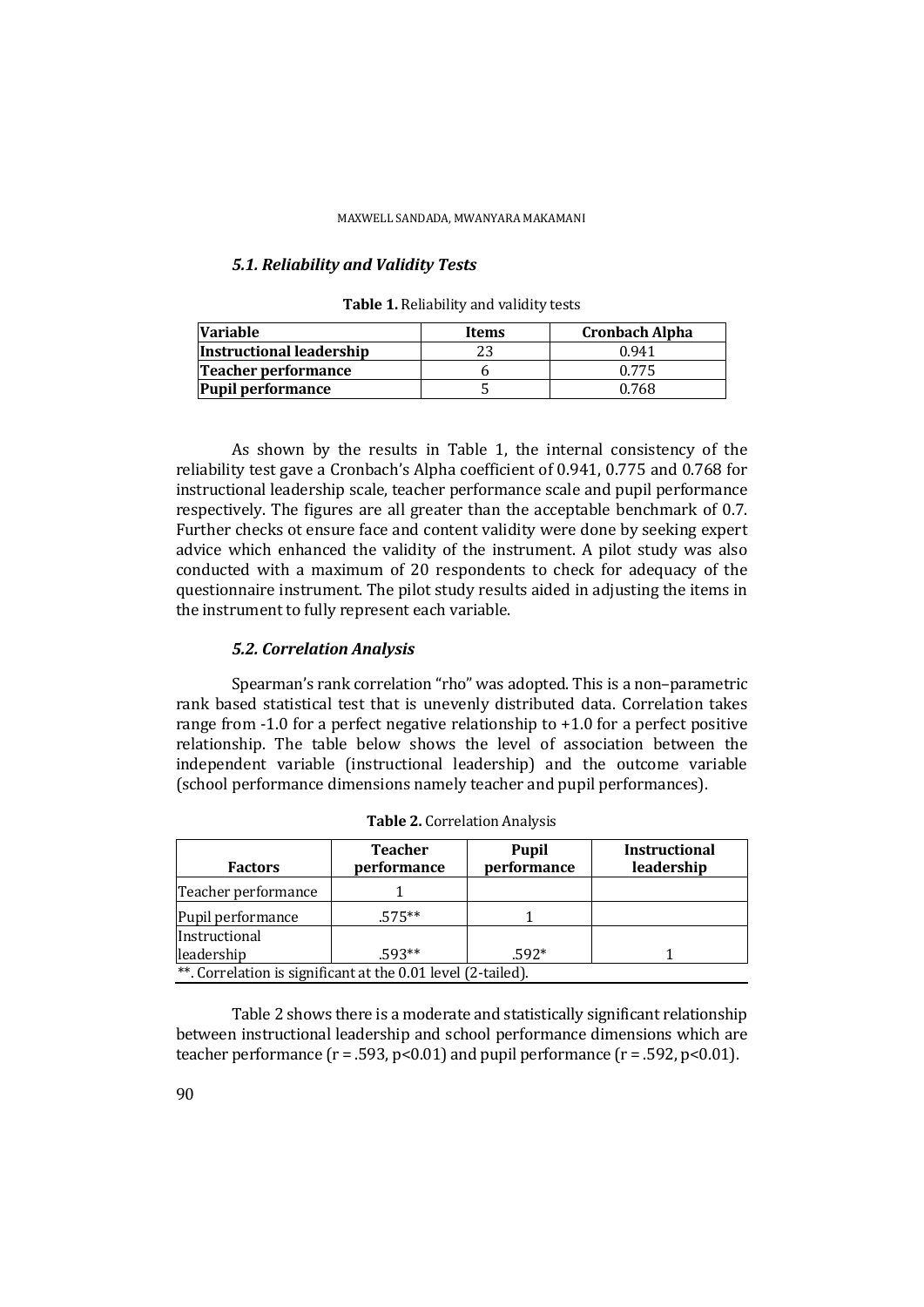### *5.1. Reliability and Validity Tests*

**Table 1.** Reliability and validity tests

| Variable | Items | Cronbach Alpha |
|---|---|---|
| **Instructional leadership** | 23 | 0.941 |
| **Teacher performance** | 6 | 0.775 |
| **Pupil performance** | 5 | 0.768 |

As shown by the results in Table 1, the internal consistency of the reliability test gave a Cronbach's Alpha coefficient of 0.941, 0.775 and 0.768 for instructional leadership scale, teacher performance scale and pupil performance respectively. The figures are all greater than the acceptable benchmark of 0.7. Further checks ot ensure face and content validity were done by seeking expert advice which enhanced the validity of the instrument. A pilot study was also conducted with a maximum of 20 respondents to check for adequacy of the questionnaire instrument. The pilot study results aided in adjusting the items in the instrument to fully represent each variable.

### *5.2. Correlation Analysis*

Spearman's rank correlation "rho" was adopted. This is a non–parametric rank based statistical test that is unevenly distributed data. Correlation takes range from -1.0 for a perfect negative relationship to +1.0 for a perfect positive relationship. The table below shows the level of association between the independent variable (instructional leadership) and the outcome variable (school performance dimensions namely teacher and pupil performances).

**Table 2.** Correlation Analysis

| Factors | Teacher performance | Pupil performance | Instructional leadership |
|---|---|---|---|
| Teacher performance | 1 | | |
| Pupil performance | .575** | 1 | |
| Instructional leadership | .593** | .592* | 1 |
| **. Correlation is significant at the 0.01 level (2-tailed). | | | |

Table 2 shows there is a moderate and statistically significant relationship between instructional leadership and school performance dimensions which are teacher performance ($r = .593$, $p<0.01$) and pupil performance ($r = .592$, $p<0.01$).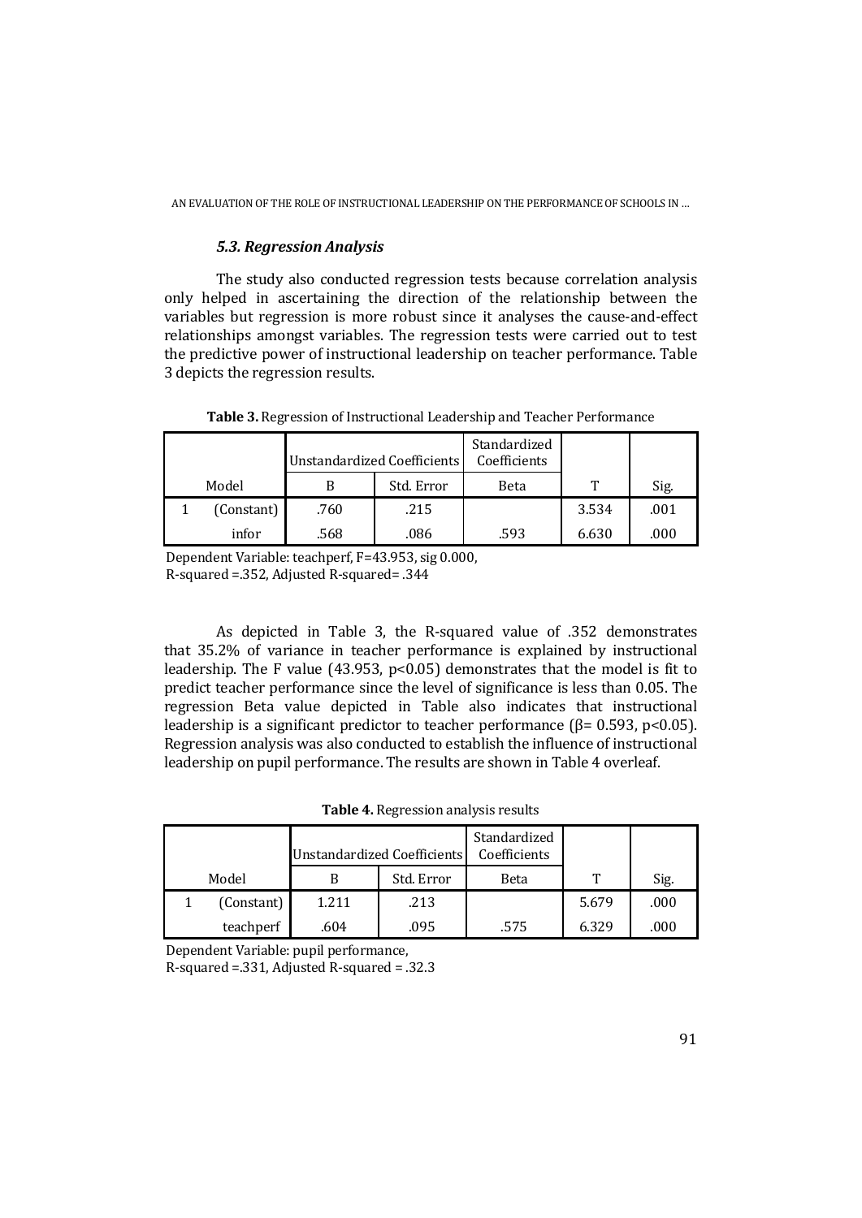### *5.3. Regression Analysis*

The study also conducted regression tests because correlation analysis only helped in ascertaining the direction of the relationship between the variables but regression is more robust since it analyses the cause-and-effect relationships amongst variables. The regression tests were carried out to test the predictive power of instructional leadership on teacher performance. Table 3 depicts the regression results.

**Table 3.** Regression of Instructional Leadership and Teacher Performance

| | | Unstandardized Coefficients | | Standardized Coefficients | | |
|---|---|---|---|---|---|---|
| Model | | B | Std. Error | Beta | T | Sig. |
| 1 | (Constant) | .760 | .215 | | 3.534 | .001 |
| | infor | .568 | .086 | .593 | 6.630 | .000 |

Dependent Variable: teachperf, F=43.953, sig 0.000,
R-squared =.352, Adjusted R-squared= .344

As depicted in Table 3, the R-squared value of .352 demonstrates that 35.2% of variance in teacher performance is explained by instructional leadership. The F value (43.953, $p<0.05$) demonstrates that the model is fit to predict teacher performance since the level of significance is less than 0.05. The regression Beta value depicted in Table also indicates that instructional leadership is a significant predictor to teacher performance ($\beta$= 0.593, $p<0.05$). Regression analysis was also conducted to establish the influence of instructional leadership on pupil performance. The results are shown in Table 4 overleaf.

**Table 4.** Regression analysis results

| | | Unstandardized Coefficients | | Standardized Coefficients | | |
|---|---|---|---|---|---|---|
| Model | | B | Std. Error | Beta | T | Sig. |
| 1 | (Constant) | 1.211 | .213 | | 5.679 | .000 |
| | teachperf | .604 | .095 | .575 | 6.329 | .000 |

Dependent Variable: pupil performance,
R-squared =.331, Adjusted R-squared = .32.3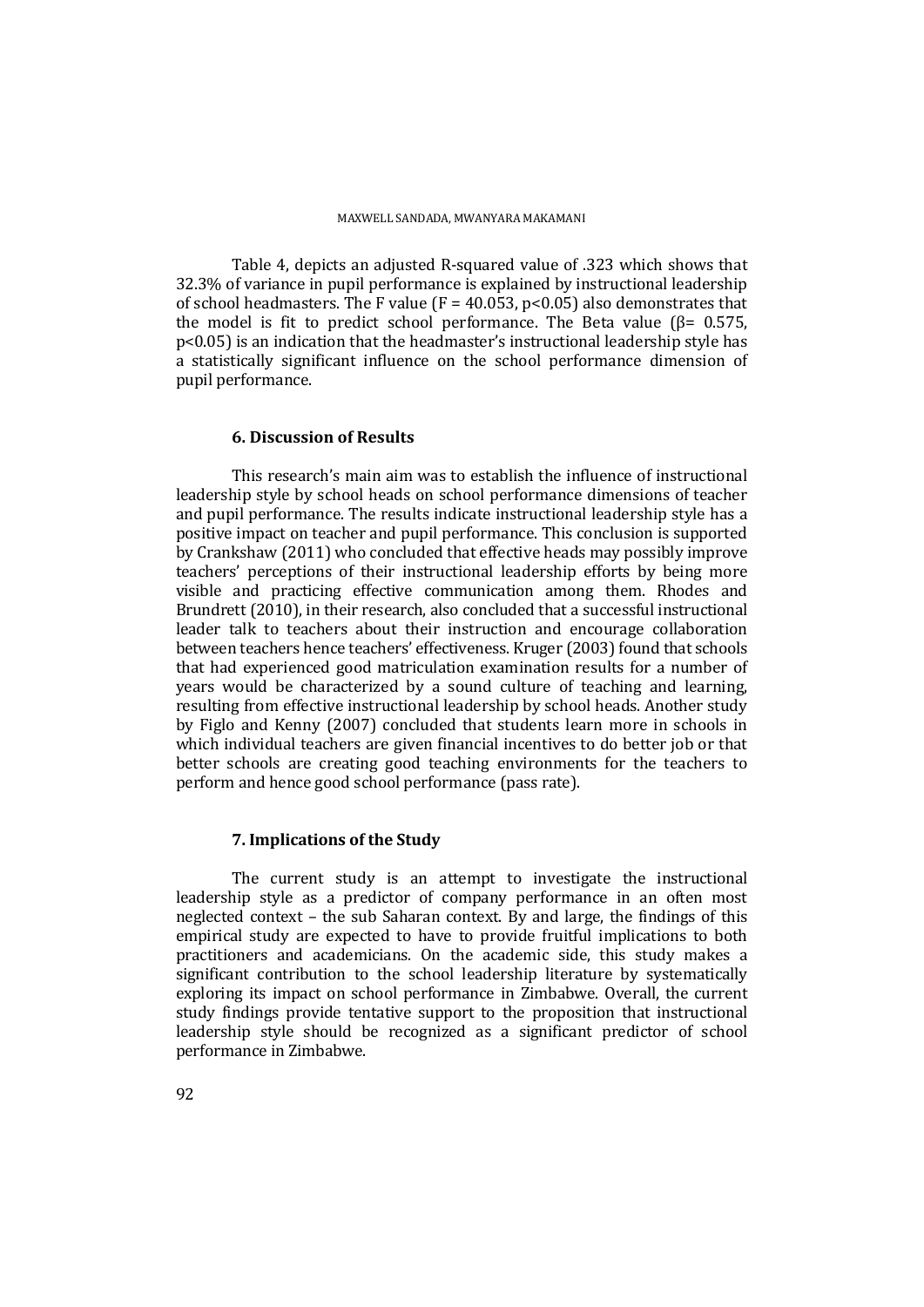Table 4, depicts an adjusted R-squared value of .323 which shows that 32.3% of variance in pupil performance is explained by instructional leadership of school headmasters. The F value ($F = 40.053$, $p<0.05$) also demonstrates that the model is fit to predict school performance. The Beta value ($\beta= 0.575$, $p<0.05$) is an indication that the headmaster's instructional leadership style has a statistically significant influence on the school performance dimension of pupil performance.

## 6. Discussion of Results

This research's main aim was to establish the influence of instructional leadership style by school heads on school performance dimensions of teacher and pupil performance. The results indicate instructional leadership style has a positive impact on teacher and pupil performance. This conclusion is supported by Crankshaw (2011) who concluded that effective heads may possibly improve teachers' perceptions of their instructional leadership efforts by being more visible and practicing effective communication among them. Rhodes and Brundrett (2010), in their research, also concluded that a successful instructional leader talk to teachers about their instruction and encourage collaboration between teachers hence teachers' effectiveness. Kruger (2003) found that schools that had experienced good matriculation examination results for a number of years would be characterized by a sound culture of teaching and learning, resulting from effective instructional leadership by school heads. Another study by Figlo and Kenny (2007) concluded that students learn more in schools in which individual teachers are given financial incentives to do better job or that better schools are creating good teaching environments for the teachers to perform and hence good school performance (pass rate).

## 7. Implications of the Study

The current study is an attempt to investigate the instructional leadership style as a predictor of company performance in an often most neglected context – the sub Saharan context. By and large, the findings of this empirical study are expected to have to provide fruitful implications to both practitioners and academicians. On the academic side, this study makes a significant contribution to the school leadership literature by systematically exploring its impact on school performance in Zimbabwe. Overall, the current study findings provide tentative support to the proposition that instructional leadership style should be recognized as a significant predictor of school performance in Zimbabwe.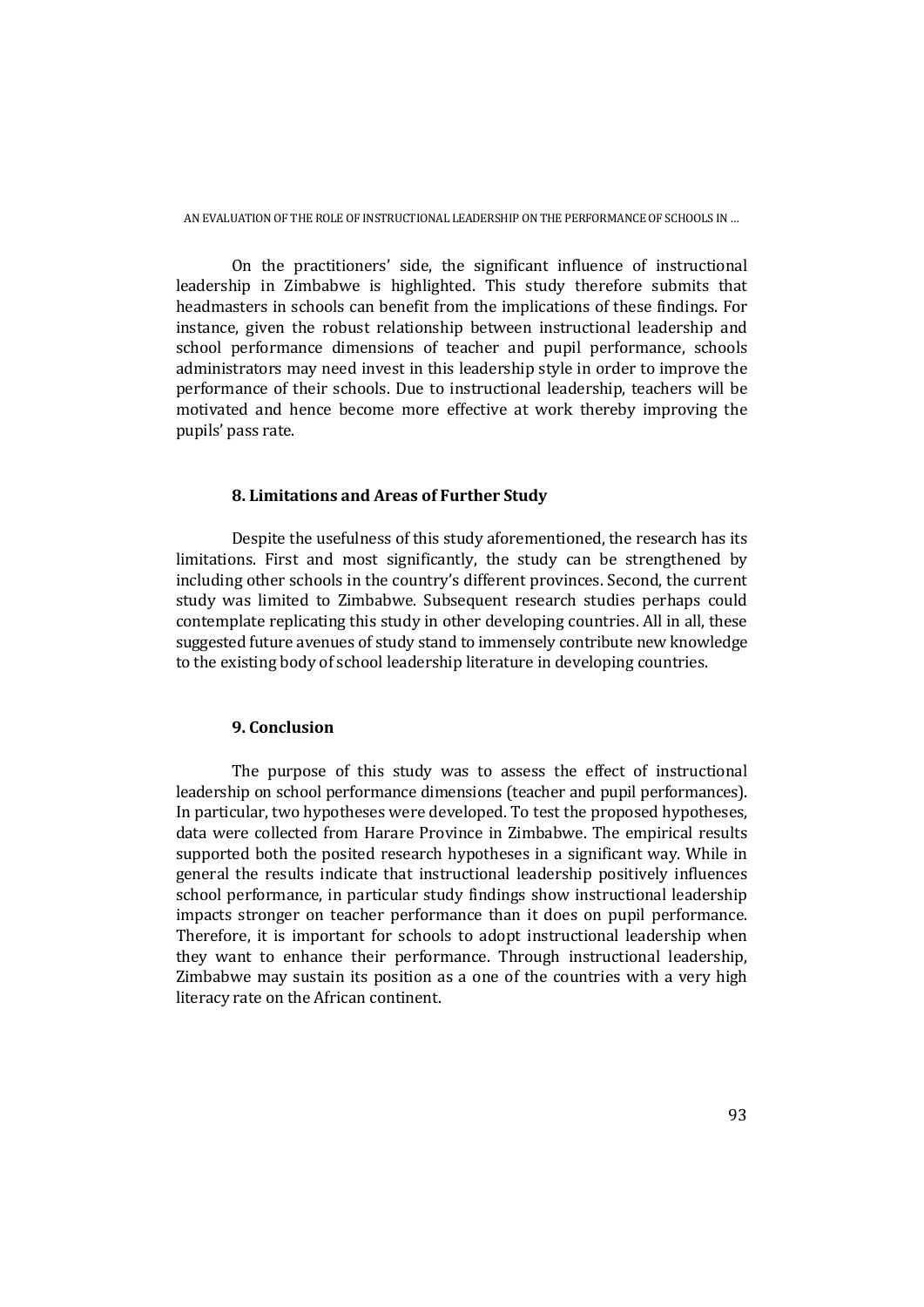On the practitioners' side, the significant influence of instructional leadership in Zimbabwe is highlighted. This study therefore submits that headmasters in schools can benefit from the implications of these findings. For instance, given the robust relationship between instructional leadership and school performance dimensions of teacher and pupil performance, schools administrators may need invest in this leadership style in order to improve the performance of their schools. Due to instructional leadership, teachers will be motivated and hence become more effective at work thereby improving the pupils' pass rate.

## 8. Limitations and Areas of Further Study

Despite the usefulness of this study aforementioned, the research has its limitations. First and most significantly, the study can be strengthened by including other schools in the country's different provinces. Second, the current study was limited to Zimbabwe. Subsequent research studies perhaps could contemplate replicating this study in other developing countries. All in all, these suggested future avenues of study stand to immensely contribute new knowledge to the existing body of school leadership literature in developing countries.

## 9. Conclusion

The purpose of this study was to assess the effect of instructional leadership on school performance dimensions (teacher and pupil performances). In particular, two hypotheses were developed. To test the proposed hypotheses, data were collected from Harare Province in Zimbabwe. The empirical results supported both the posited research hypotheses in a significant way. While in general the results indicate that instructional leadership positively influences school performance, in particular study findings show instructional leadership impacts stronger on teacher performance than it does on pupil performance. Therefore, it is important for schools to adopt instructional leadership when they want to enhance their performance. Through instructional leadership, Zimbabwe may sustain its position as a one of the countries with a very high literacy rate on the African continent.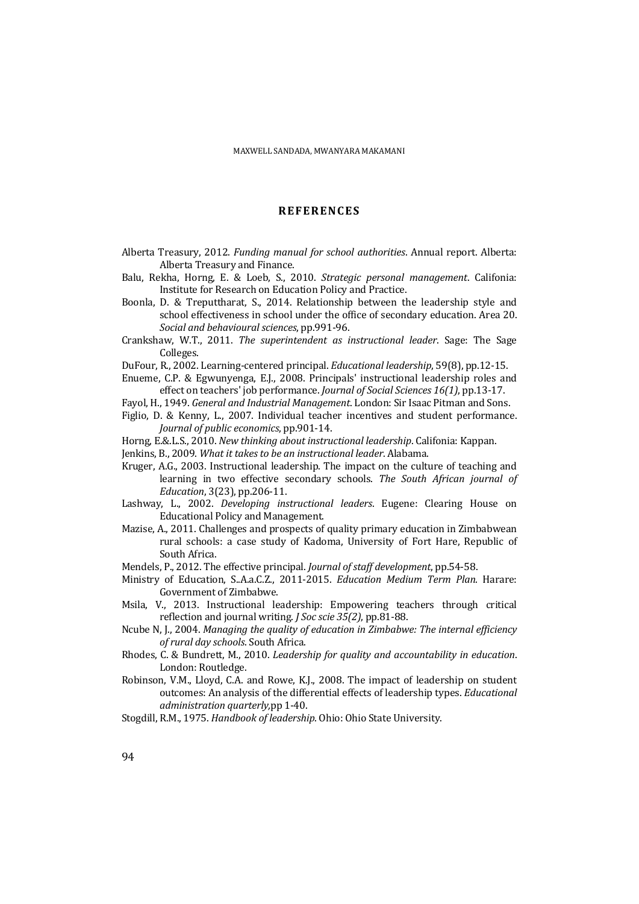## REFERENCES

Alberta Treasury, 2012. *Funding manual for school authorities*. Annual report. Alberta: Alberta Treasury and Finance.

Balu, Rekha, Horng, E. & Loeb, S., 2010. *Strategic personal management*. Califonia: Institute for Research on Education Policy and Practice.

Boonla, D. & Treputtharat, S., 2014. Relationship between the leadership style and school effectiveness in school under the office of secondary education. Area 20. *Social and behavioural sciences*, pp.991-96.

Crankshaw, W.T., 2011. *The superintendent as instructional leader*. Sage: The Sage Colleges.

DuFour, R., 2002. Learning-centered principal. *Educational leadership*, 59(8), pp.12-15.

Enueme, C.P. & Egwunyenga, E.J., 2008. Principals' instructional leadership roles and effect on teachers' job performance. *Journal of Social Sciences 16(1)*, pp.13-17.

Fayol, H., 1949. *General and Industrial Management*. London: Sir Isaac Pitman and Sons.

Figlio, D. & Kenny, L., 2007. Individual teacher incentives and student performance. *Journal of public economics*, pp.901-14.

Horng, E.&.L.S., 2010. *New thinking about instructional leadership*. Califonia: Kappan.

Jenkins, B., 2009. *What it takes to be an instructional leader*. Alabama.

Kruger, A.G., 2003. Instructional leadership. The impact on the culture of teaching and learning in two effective secondary schools. *The South African journal of Education*, 3(23), pp.206-11.

Lashway, L., 2002. *Developing instructional leaders*. Eugene: Clearing House on Educational Policy and Management.

Mazise, A., 2011. Challenges and prospects of quality primary education in Zimbabwean rural schools: a case study of Kadoma, University of Fort Hare, Republic of South Africa.

Mendels, P., 2012. The effective principal. *Journal of staff development*, pp.54-58.

Ministry of Education, S..A.a.C.Z., 2011-2015. *Education Medium Term Plan*. Harare: Government of Zimbabwe.

Msila, V., 2013. Instructional leadership: Empowering teachers through critical reflection and journal writing. *J Soc scie 35(2)*, pp.81-88.

Ncube N, J., 2004. *Managing the quality of education in Zimbabwe: The internal efficiency of rural day schools*. South Africa.

Rhodes, C. & Bundrett, M., 2010. *Leadership for quality and accountability in education*. London: Routledge.

Robinson, V.M., Lloyd, C.A. and Rowe, K.J., 2008. The impact of leadership on student outcomes: An analysis of the differential effects of leadership types. *Educational administration quarterly*,pp 1-40.

Stogdill, R.M., 1975. *Handbook of leadership*. Ohio: Ohio State University.